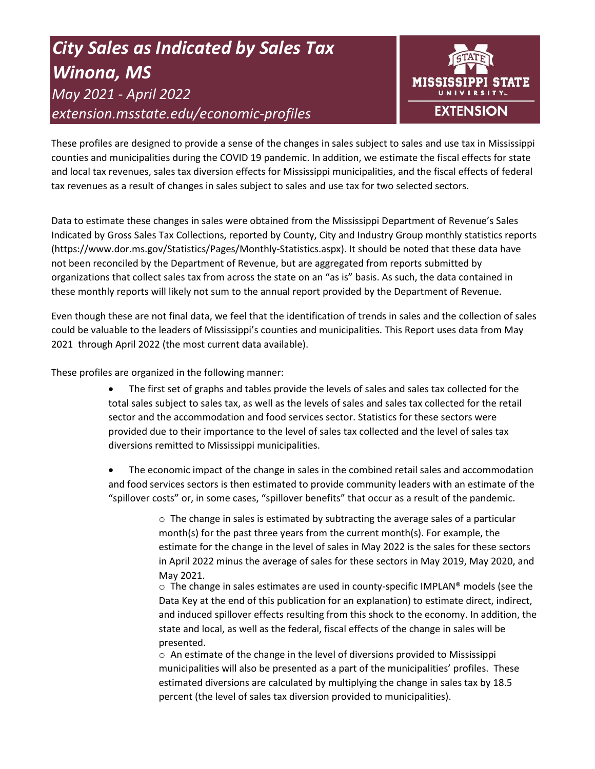# *City Sales as Indicated by Sales Tax Winona, MS*

*May 2021 - April 2022*

*extension.msstate.edu/economic-profiles*

MISSISSIPPI STATE UNIVERSITY EXTENSION

These profiles are designed to provide a sense of the changes in sales subject to sales and use tax in Mississippi counties and municipalities during the COVID 19 pandemic. In addition, we estimate the fiscal effects for state and local tax revenues, sales tax diversion effects for Mississippi municipalities, and the fiscal effects of federal tax revenues as a result of changes in sales subject to sales and use tax for two selected sectors.

Data to estimate these changes in sales were obtained from the Mississippi Department of Revenue's Sales Indicated by Gross Sales Tax Collections, reported by County, City and Industry Group monthly statistics reports (https://www.dor.ms.gov/Statistics/Pages/Monthly-Statistics.aspx). It should be noted that these data have not been reconciled by the Department of Revenue, but are aggregated from reports submitted by organizations that collect sales tax from across the state on an "as is" basis. As such, the data contained in these monthly reports will likely not sum to the annual report provided by the Department of Revenue.

Even though these are not final data, we feel that the identification of trends in sales and the collection of sales could be valuable to the leaders of Mississippi's counties and municipalities. This Report uses data from May 2021 through April 2022 (the most current data available).

These profiles are organized in the following manner:

- The first set of graphs and tables provide the levels of sales and sales tax collected for the total sales subject to sales tax, as well as the levels of sales and sales tax collected for the retail sector and the accommodation and food services sector. Statistics for these sectors were provided due to their importance to the level of sales tax collected and the level of sales tax diversions remitted to Mississippi municipalities.

- The economic impact of the change in sales in the combined retail sales and accommodation and food services sectors is then estimated to provide community leaders with an estimate of the "spillover costs" or, in some cases, "spillover benefits" that occur as a result of the pandemic.

    - The change in sales is estimated by subtracting the average sales of a particular month(s) for the past three years from the current month(s). For example, the estimate for the change in the level of sales in May 2022 is the sales for these sectors in April 2022 minus the average of sales for these sectors in May 2019, May 2020, and May 2021.
    - The change in sales estimates are used in county-specific IMPLAN® models (see the Data Key at the end of this publication for an explanation) to estimate direct, indirect, and induced spillover effects resulting from this shock to the economy. In addition, the state and local, as well as the federal, fiscal effects of the change in sales will be presented.
    - An estimate of the change in the level of diversions provided to Mississippi municipalities will also be presented as a part of the municipalities' profiles. These estimated diversions are calculated by multiplying the change in sales tax by 18.5 percent (the level of sales tax diversion provided to municipalities).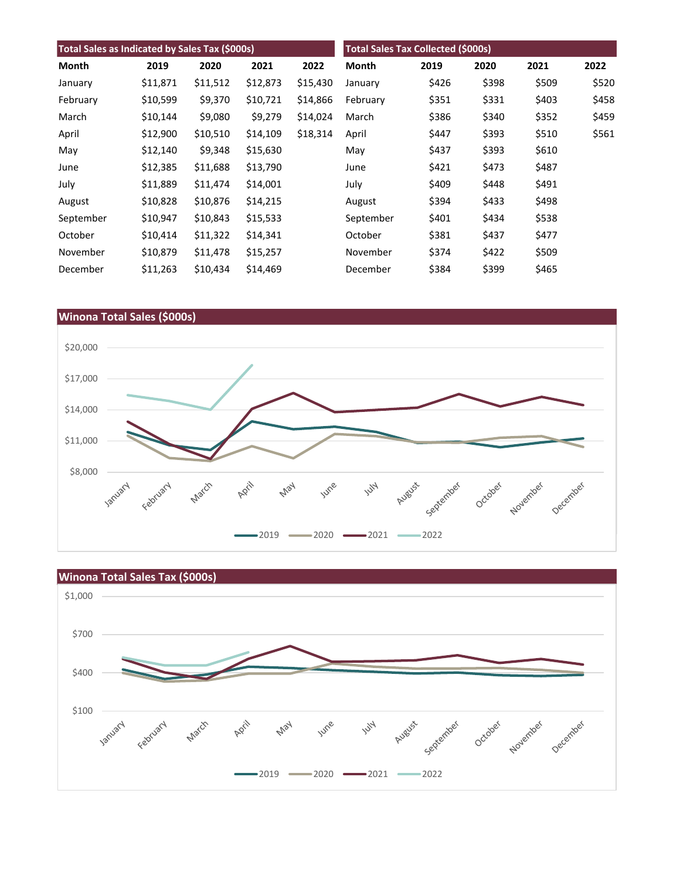| Total Sales as Indicated by Sales Tax ($000s) | | | | |
|---|---|---|---|---|
| Month | 2019 | 2020 | 2021 | 2022 |
| January | $11,871 | $11,512 | $12,873 | $15,430 |
| February | $10,599 | $9,370 | $10,721 | $14,866 |
| March | $10,144 | $9,080 | $9,279 | $14,024 |
| April | $12,900 | $10,510 | $14,109 | $18,314 |
| May | $12,140 | $9,348 | $15,630 | |
| June | $12,385 | $11,688 | $13,790 | |
| July | $11,889 | $11,474 | $14,001 | |
| August | $10,828 | $10,876 | $14,215 | |
| September | $10,947 | $10,843 | $15,533 | |
| October | $10,414 | $11,322 | $14,341 | |
| November | $10,879 | $11,478 | $15,257 | |
| December | $11,263 | $10,434 | $14,469 | |

| Total Sales Tax Collected ($000s) | | | | |
|---|---|---|---|---|
| Month | 2019 | 2020 | 2021 | 2022 |
| January | $426 | $398 | $509 | $520 |
| February | $351 | $331 | $403 | $458 |
| March | $386 | $340 | $352 | $459 |
| April | $447 | $393 | $510 | $561 |
| May | $437 | $393 | $610 | |
| June | $421 | $473 | $487 | |
| July | $409 | $448 | $491 | |
| August | $394 | $433 | $498 | |
| September | $401 | $434 | $538 | |
| October | $381 | $437 | $477 | |
| November | $374 | $422 | $509 | |
| December | $384 | $399 | $465 | |

## Winona Total Sales ($000s)

## Winona Total Sales Tax ($000s)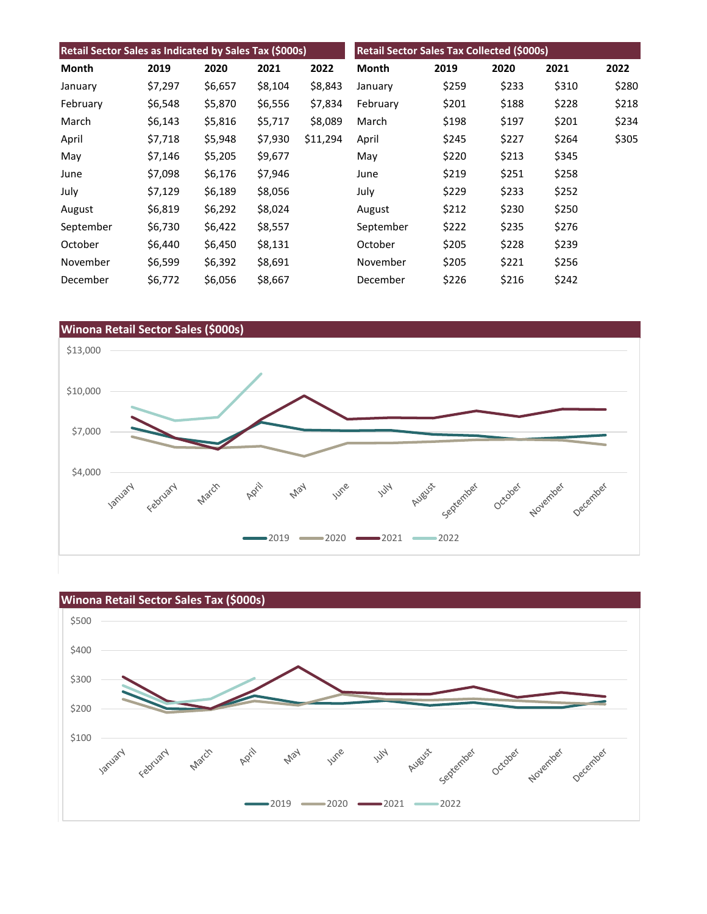## Retail Sector Sales as Indicated by Sales Tax ($000s)

| Month | 2019 | 2020 | 2021 | 2022 |
|---|---|---|---|---|
| January | $7,297 | $6,657 | $8,104 | $8,843 |
| February | $6,548 | $5,870 | $6,556 | $7,834 |
| March | $6,143 | $5,816 | $5,717 | $8,089 |
| April | $7,718 | $5,948 | $7,930 | $11,294 |
| May | $7,146 | $5,205 | $9,677 | |
| June | $7,098 | $6,176 | $7,946 | |
| July | $7,129 | $6,189 | $8,056 | |
| August | $6,819 | $6,292 | $8,024 | |
| September | $6,730 | $6,422 | $8,557 | |
| October | $6,440 | $6,450 | $8,131 | |
| November | $6,599 | $6,392 | $8,691 | |
| December | $6,772 | $6,056 | $8,667 | |

## Retail Sector Sales Tax Collected ($000s)

| Month | 2019 | 2020 | 2021 | 2022 |
|---|---|---|---|---|
| January | $259 | $233 | $310 | $280 |
| February | $201 | $188 | $228 | $218 |
| March | $198 | $197 | $201 | $234 |
| April | $245 | $227 | $264 | $305 |
| May | $220 | $213 | $345 | |
| June | $219 | $251 | $258 | |
| July | $229 | $233 | $252 | |
| August | $212 | $230 | $250 | |
| September | $222 | $235 | $276 | |
| October | $205 | $228 | $239 | |
| November | $205 | $221 | $256 | |
| December | $226 | $216 | $242 | |

## Winona Retail Sector Sales ($000s)

## Winona Retail Sector Sales Tax ($000s)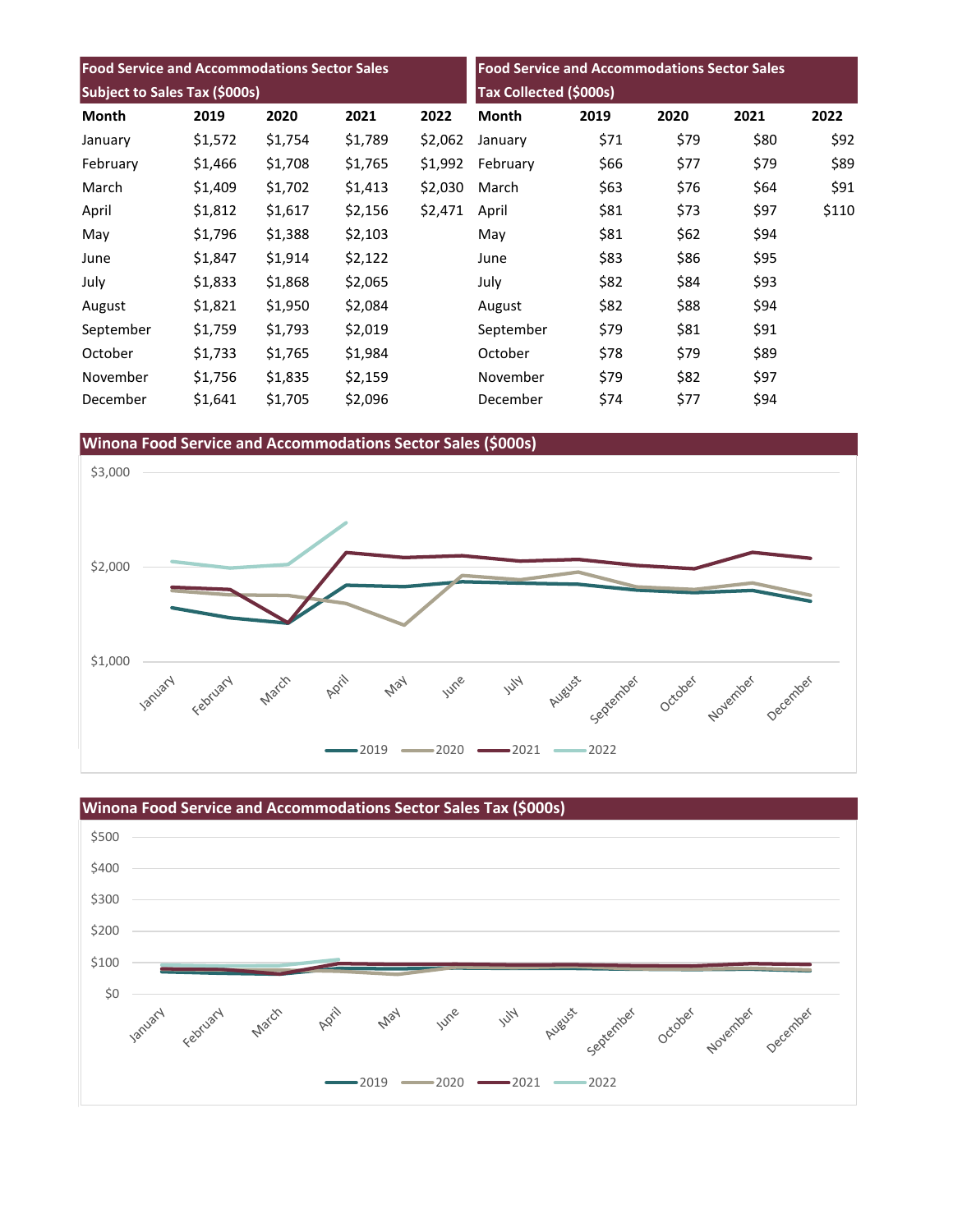| Food Service and Accommodations Sector Sales Subject to Sales Tax ($000s) | | | | |
|---|---|---|---|---|
| Month | 2019 | 2020 | 2021 | 2022 |
| January | $1,572 | $1,754 | $1,789 | $2,062 |
| February | $1,466 | $1,708 | $1,765 | $1,992 |
| March | $1,409 | $1,702 | $1,413 | $2,030 |
| April | $1,812 | $1,617 | $2,156 | $2,471 |
| May | $1,796 | $1,388 | $2,103 | |
| June | $1,847 | $1,914 | $2,122 | |
| July | $1,833 | $1,868 | $2,065 | |
| August | $1,821 | $1,950 | $2,084 | |
| September | $1,759 | $1,793 | $2,019 | |
| October | $1,733 | $1,765 | $1,984 | |
| November | $1,756 | $1,835 | $2,159 | |
| December | $1,641 | $1,705 | $2,096 | |

| Food Service and Accommodations Sector Sales Tax Collected ($000s) | | | | |
|---|---|---|---|---|
| Month | 2019 | 2020 | 2021 | 2022 |
| January | $71 | $79 | $80 | $92 |
| February | $66 | $77 | $79 | $89 |
| March | $63 | $76 | $64 | $91 |
| April | $81 | $73 | $97 | $110 |
| May | $81 | $62 | $94 | |
| June | $83 | $86 | $95 | |
| July | $82 | $84 | $93 | |
| August | $82 | $88 | $94 | |
| September | $79 | $81 | $91 | |
| October | $78 | $79 | $89 | |
| November | $79 | $82 | $97 | |
| December | $74 | $77 | $94 | |

## Winona Food Service and Accommodations Sector Sales ($000s)

## Winona Food Service and Accommodations Sector Sales Tax ($000s)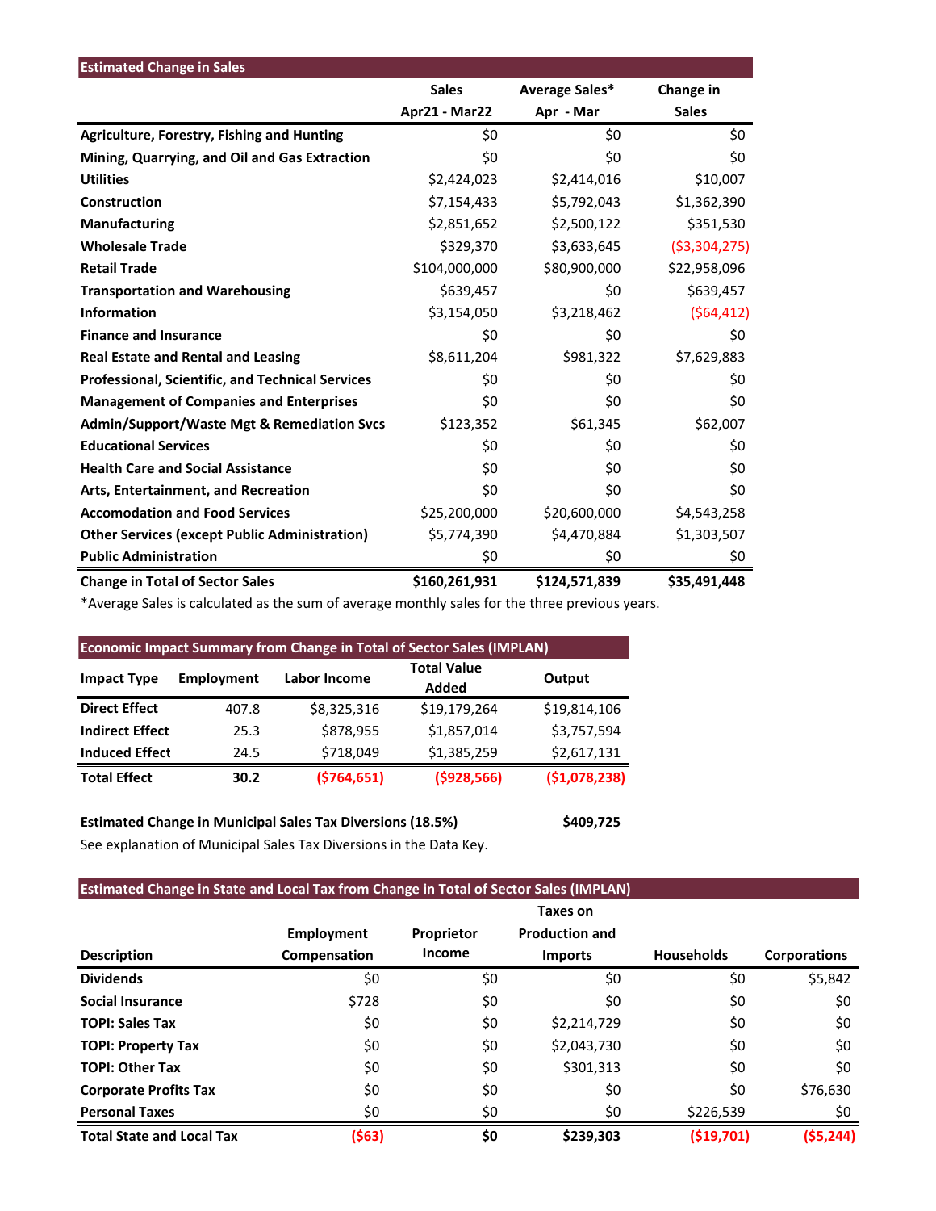| Estimated Change in Sales | Sales Apr21 - Mar22 | Average Sales* Apr - Mar | Change in Sales |
|---|---|---|---|
| Agriculture, Forestry, Fishing and Hunting | $0 | $0 | $0 |
| Mining, Quarrying, and Oil and Gas Extraction | $0 | $0 | $0 |
| Utilities | $2,424,023 | $2,414,016 | $10,007 |
| Construction | $7,154,433 | $5,792,043 | $1,362,390 |
| Manufacturing | $2,851,652 | $2,500,122 | $351,530 |
| Wholesale Trade | $329,370 | $3,633,645 | ($3,304,275) |
| Retail Trade | $104,000,000 | $80,900,000 | $22,958,096 |
| Transportation and Warehousing | $639,457 | $0 | $639,457 |
| Information | $3,154,050 | $3,218,462 | ($64,412) |
| Finance and Insurance | $0 | $0 | $0 |
| Real Estate and Rental and Leasing | $8,611,204 | $981,322 | $7,629,883 |
| Professional, Scientific, and Technical Services | $0 | $0 | $0 |
| Management of Companies and Enterprises | $0 | $0 | $0 |
| Admin/Support/Waste Mgt & Remediation Svcs | $123,352 | $61,345 | $62,007 |
| Educational Services | $0 | $0 | $0 |
| Health Care and Social Assistance | $0 | $0 | $0 |
| Arts, Entertainment, and Recreation | $0 | $0 | $0 |
| Accomodation and Food Services | $25,200,000 | $20,600,000 | $4,543,258 |
| Other Services (except Public Administration) | $5,774,390 | $4,470,884 | $1,303,507 |
| Public Administration | $0 | $0 | $0 |
| **Change in Total of Sector Sales** | **$160,261,931** | **$124,571,839** | **$35,491,448** |

*Average Sales is calculated as the sum of average monthly sales for the three previous years.

**Economic Impact Summary from Change in Total of Sector Sales (IMPLAN)**

| Impact Type | Employment | Labor Income | Total Value Added | Output |
|---|---|---|---|---|
| Direct Effect | 407.8 | $8,325,316 | $19,179,264 | $19,814,106 |
| Indirect Effect | 25.3 | $878,955 | $1,857,014 | $3,757,594 |
| Induced Effect | 24.5 | $718,049 | $1,385,259 | $2,617,131 |
| **Total Effect** | **30.2** | **($764,651)** | **($928,566)** | **($1,078,238)** |

**Estimated Change in Municipal Sales Tax Diversions (18.5%)** **$409,725**

See explanation of Municipal Sales Tax Diversions in the Data Key.

**Estimated Change in State and Local Tax from Change in Total of Sector Sales (IMPLAN)**

| Description | Employment Compensation | Proprietor Income | Taxes on Production and Imports | Households | Corporations |
|---|---|---|---|---|---|
| Dividends | $0 | $0 | $0 | $0 | $5,842 |
| Social Insurance | $728 | $0 | $0 | $0 | $0 |
| TOPI: Sales Tax | $0 | $0 | $2,214,729 | $0 | $0 |
| TOPI: Property Tax | $0 | $0 | $2,043,730 | $0 | $0 |
| TOPI: Other Tax | $0 | $0 | $301,313 | $0 | $0 |
| Corporate Profits Tax | $0 | $0 | $0 | $0 | $76,630 |
| Personal Taxes | $0 | $0 | $0 | $226,539 | $0 |
| **Total State and Local Tax** | **($63)** | **$0** | **$239,303** | **($19,701)** | **($5,244)** |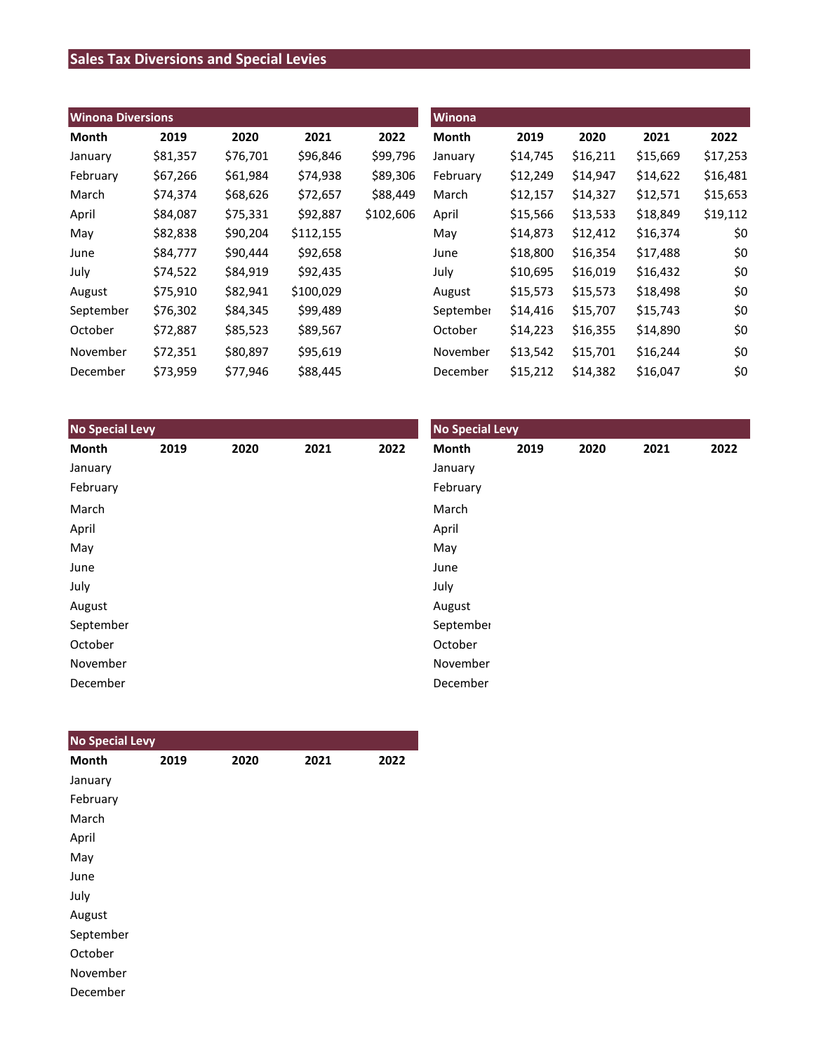## Sales Tax Diversions and Special Levies

### Winona Diversions

| Month | 2019 | 2020 | 2021 | 2022 |
|---|---|---|---|---|
| January | $81,357 | $76,701 | $96,846 | $99,796 |
| February | $67,266 | $61,984 | $74,938 | $89,306 |
| March | $74,374 | $68,626 | $72,657 | $88,449 |
| April | $84,087 | $75,331 | $92,887 | $102,606 |
| May | $82,838 | $90,204 | $112,155 | |
| June | $84,777 | $90,444 | $92,658 | |
| July | $74,522 | $84,919 | $92,435 | |
| August | $75,910 | $82,941 | $100,029 | |
| September | $76,302 | $84,345 | $99,489 | |
| October | $72,887 | $85,523 | $89,567 | |
| November | $72,351 | $80,897 | $95,619 | |
| December | $73,959 | $77,946 | $88,445 | |

### Winona

| Month | 2019 | 2020 | 2021 | 2022 |
|---|---|---|---|---|
| January | $14,745 | $16,211 | $15,669 | $17,253 |
| February | $12,249 | $14,947 | $14,622 | $16,481 |
| March | $12,157 | $14,327 | $12,571 | $15,653 |
| April | $15,566 | $13,533 | $18,849 | $19,112 |
| May | $14,873 | $12,412 | $16,374 | $0 |
| June | $18,800 | $16,354 | $17,488 | $0 |
| July | $10,695 | $16,019 | $16,432 | $0 |
| August | $15,573 | $15,573 | $18,498 | $0 |
| September | $14,416 | $15,707 | $15,743 | $0 |
| October | $14,223 | $16,355 | $14,890 | $0 |
| November | $13,542 | $15,701 | $16,244 | $0 |
| December | $15,212 | $14,382 | $16,047 | $0 |

### No Special Levy

| Month | 2019 | 2020 | 2021 | 2022 |
|---|---|---|---|---|
| January | | | | |
| February | | | | |
| March | | | | |
| April | | | | |
| May | | | | |
| June | | | | |
| July | | | | |
| August | | | | |
| September | | | | |
| October | | | | |
| November | | | | |
| December | | | | |

### No Special Levy

| Month | 2019 | 2020 | 2021 | 2022 |
|---|---|---|---|---|
| January | | | | |
| February | | | | |
| March | | | | |
| April | | | | |
| May | | | | |
| June | | | | |
| July | | | | |
| August | | | | |
| September | | | | |
| October | | | | |
| November | | | | |
| December | | | | |

### No Special Levy

| Month | 2019 | 2020 | 2021 | 2022 |
|---|---|---|---|---|
| January | | | | |
| February | | | | |
| March | | | | |
| April | | | | |
| May | | | | |
| June | | | | |
| July | | | | |
| August | | | | |
| September | | | | |
| October | | | | |
| November | | | | |
| December | | | | |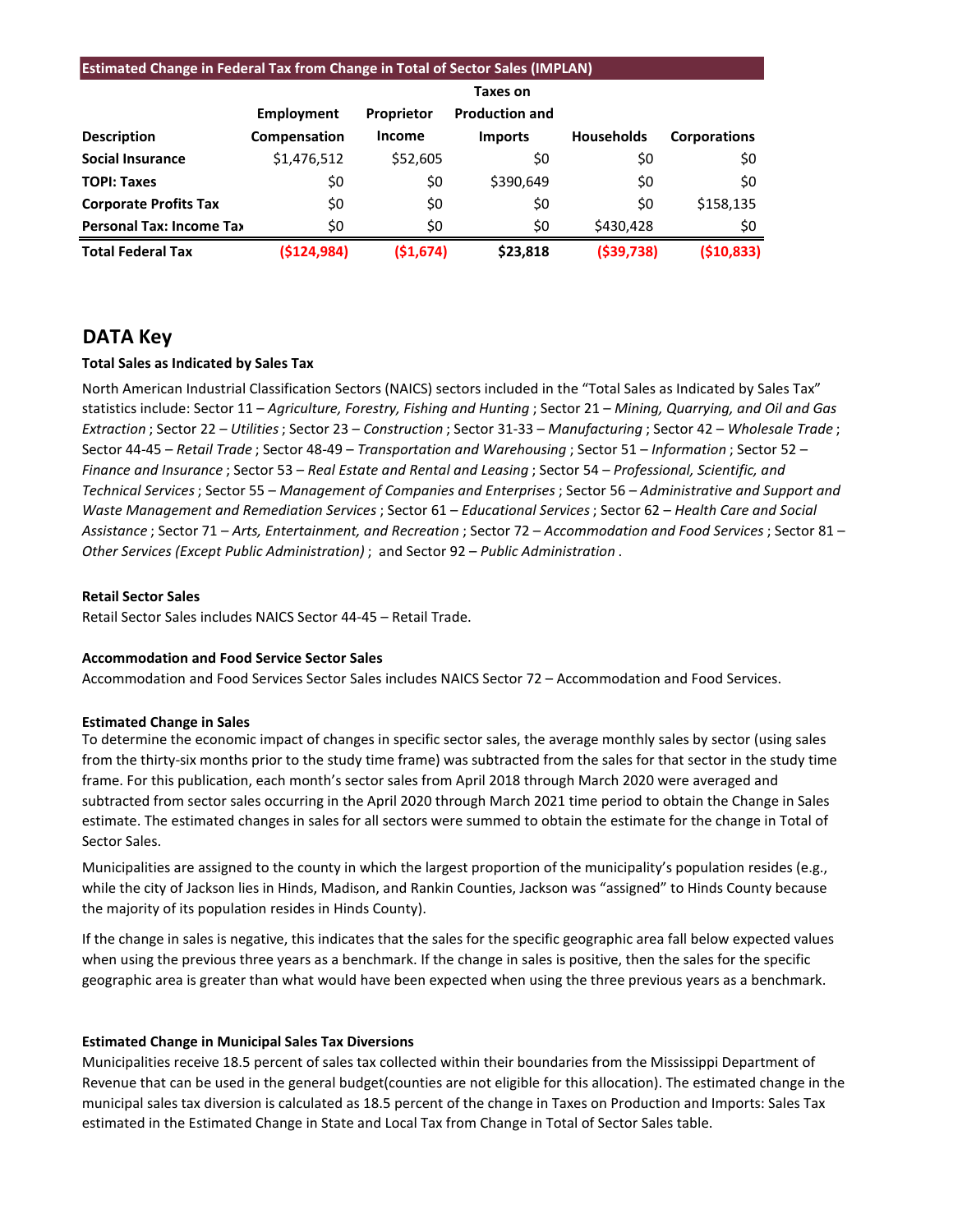**Estimated Change in Federal Tax from Change in Total of Sector Sales (IMPLAN)**

| Description | Employment Compensation | Proprietor Income | Taxes on Production and Imports | Households | Corporations |
|---|---|---|---|---|---|
| **Social Insurance** | $1,476,512 | $52,605 | $0 | $0 | $0 |
| **TOPI: Taxes** | $0 | $0 | $390,649 | $0 | $0 |
| **Corporate Profits Tax** | $0 | $0 | $0 | $0 | $158,135 |
| **Personal Tax: Income Tax** | $0 | $0 | $0 | $430,428 | $0 |
| **Total Federal Tax** | **($124,984)** | **($1,674)** | **$23,818** | **($39,738)** | **($10,833)** |

## DATA Key

**Total Sales as Indicated by Sales Tax**

North American Industrial Classification Sectors (NAICS) sectors included in the "Total Sales as Indicated by Sales Tax" statistics include: Sector 11 – *Agriculture, Forestry, Fishing and Hunting* ; Sector 21 – *Mining, Quarrying, and Oil and Gas Extraction* ; Sector 22 – *Utilities* ; Sector 23 – *Construction* ; Sector 31-33 – *Manufacturing* ; Sector 42 – *Wholesale Trade* ; Sector 44-45 – *Retail Trade* ; Sector 48-49 – *Transportation and Warehousing* ; Sector 51 – *Information* ; Sector 52 – *Finance and Insurance* ; Sector 53 – *Real Estate and Rental and Leasing* ; Sector 54 – *Professional, Scientific, and Technical Services* ; Sector 55 – *Management of Companies and Enterprises* ; Sector 56 – *Administrative and Support and Waste Management and Remediation Services* ; Sector 61 – *Educational Services* ; Sector 62 – *Health Care and Social Assistance* ; Sector 71 – *Arts, Entertainment, and Recreation* ; Sector 72 – *Accommodation and Food Services* ; Sector 81 – *Other Services (Except Public Administration)* ; and Sector 92 – *Public Administration* .

**Retail Sector Sales**

Retail Sector Sales includes NAICS Sector 44-45 – Retail Trade.

**Accommodation and Food Service Sector Sales**

Accommodation and Food Services Sector Sales includes NAICS Sector 72 – Accommodation and Food Services.

**Estimated Change in Sales**

To determine the economic impact of changes in specific sector sales, the average monthly sales by sector (using sales from the thirty-six months prior to the study time frame) was subtracted from the sales for that sector in the study time frame. For this publication, each month's sector sales from April 2018 through March 2020 were averaged and subtracted from sector sales occurring in the April 2020 through March 2021 time period to obtain the Change in Sales estimate. The estimated changes in sales for all sectors were summed to obtain the estimate for the change in Total of Sector Sales.

Municipalities are assigned to the county in which the largest proportion of the municipality's population resides (e.g., while the city of Jackson lies in Hinds, Madison, and Rankin Counties, Jackson was "assigned" to Hinds County because the majority of its population resides in Hinds County).

If the change in sales is negative, this indicates that the sales for the specific geographic area fall below expected values when using the previous three years as a benchmark. If the change in sales is positive, then the sales for the specific geographic area is greater than what would have been expected when using the three previous years as a benchmark.

**Estimated Change in Municipal Sales Tax Diversions**

Municipalities receive 18.5 percent of sales tax collected within their boundaries from the Mississippi Department of Revenue that can be used in the general budget(counties are not eligible for this allocation). The estimated change in the municipal sales tax diversion is calculated as 18.5 percent of the change in Taxes on Production and Imports: Sales Tax estimated in the Estimated Change in State and Local Tax from Change in Total of Sector Sales table.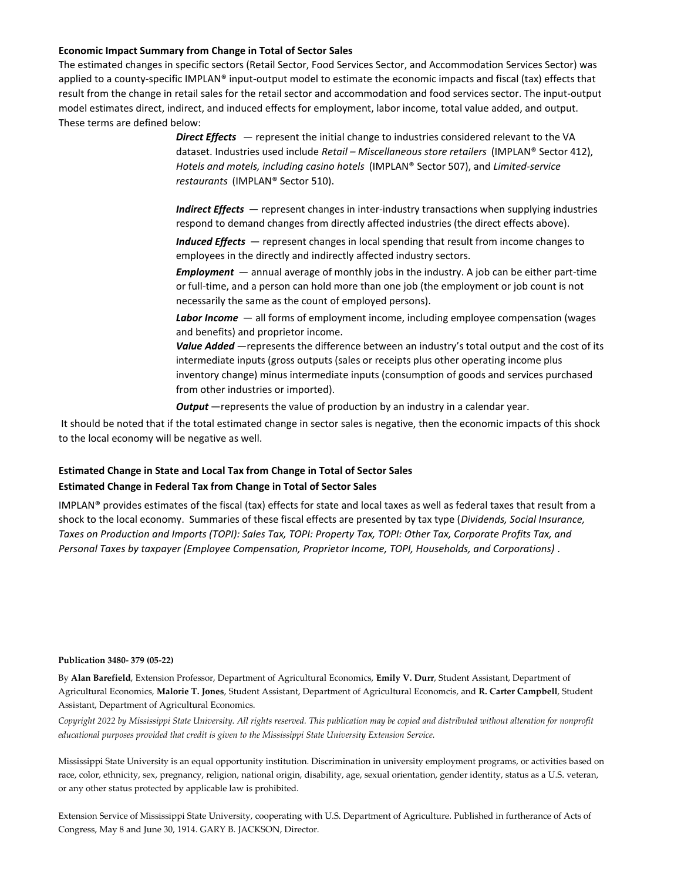**Economic Impact Summary from Change in Total of Sector Sales**

The estimated changes in specific sectors (Retail Sector, Food Services Sector, and Accommodation Services Sector) was applied to a county-specific IMPLAN® input-output model to estimate the economic impacts and fiscal (tax) effects that result from the change in retail sales for the retail sector and accommodation and food services sector. The input-output model estimates direct, indirect, and induced effects for employment, labor income, total value added, and output. These terms are defined below:

***Direct Effects*** — represent the initial change to industries considered relevant to the VA dataset. Industries used include *Retail – Miscellaneous store retailers* (IMPLAN® Sector 412), *Hotels and motels, including casino hotels* (IMPLAN® Sector 507), and *Limited-service restaurants* (IMPLAN® Sector 510).

***Indirect Effects*** — represent changes in inter-industry transactions when supplying industries respond to demand changes from directly affected industries (the direct effects above).

***Induced Effects*** — represent changes in local spending that result from income changes to employees in the directly and indirectly affected industry sectors.

***Employment*** — annual average of monthly jobs in the industry. A job can be either part-time or full-time, and a person can hold more than one job (the employment or job count is not necessarily the same as the count of employed persons).

***Labor Income*** — all forms of employment income, including employee compensation (wages and benefits) and proprietor income.

***Value Added*** —represents the difference between an industry's total output and the cost of its intermediate inputs (gross outputs (sales or receipts plus other operating income plus inventory change) minus intermediate inputs (consumption of goods and services purchased from other industries or imported).

***Output*** —represents the value of production by an industry in a calendar year.

It should be noted that if the total estimated change in sector sales is negative, then the economic impacts of this shock to the local economy will be negative as well.

**Estimated Change in State and Local Tax from Change in Total of Sector Sales**

**Estimated Change in Federal Tax from Change in Total of Sector Sales**

IMPLAN® provides estimates of the fiscal (tax) effects for state and local taxes as well as federal taxes that result from a shock to the local economy. Summaries of these fiscal effects are presented by tax type (*Dividends, Social Insurance, Taxes on Production and Imports (TOPI): Sales Tax, TOPI: Property Tax, TOPI: Other Tax, Corporate Profits Tax, and Personal Taxes by taxpayer (Employee Compensation, Proprietor Income, TOPI, Households, and Corporations)* .

**Publication 3480- 379 (05-22)**

By **Alan Barefield**, Extension Professor, Department of Agricultural Economics, **Emily V. Durr**, Student Assistant, Department of Agricultural Economics, **Malorie T. Jones**, Student Assistant, Department of Agricultural Economcis, and **R. Carter Campbell**, Student Assistant, Department of Agricultural Economics.

*Copyright 2022 by Mississippi State University. All rights reserved. This publication may be copied and distributed without alteration for nonprofit educational purposes provided that credit is given to the Mississippi State University Extension Service.*

Mississippi State University is an equal opportunity institution. Discrimination in university employment programs, or activities based on race, color, ethnicity, sex, pregnancy, religion, national origin, disability, age, sexual orientation, gender identity, status as a U.S. veteran, or any other status protected by applicable law is prohibited.

Extension Service of Mississippi State University, cooperating with U.S. Department of Agriculture. Published in furtherance of Acts of Congress, May 8 and June 30, 1914. GARY B. JACKSON, Director.